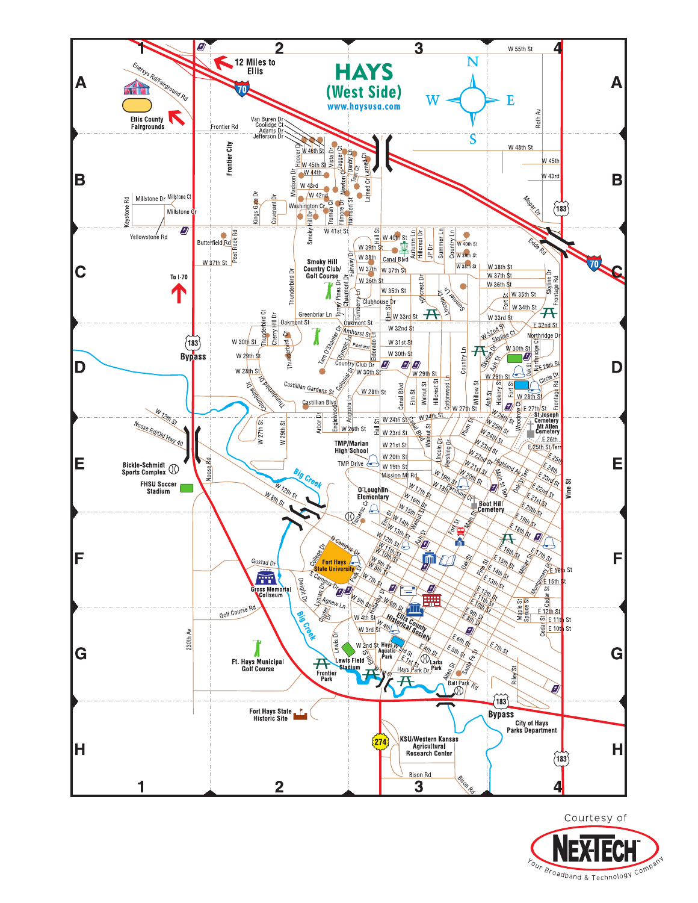# HAYS (West Side)

www.haysusa.com

Courtesy of NEX-TECH — Your Broadband & Technology Company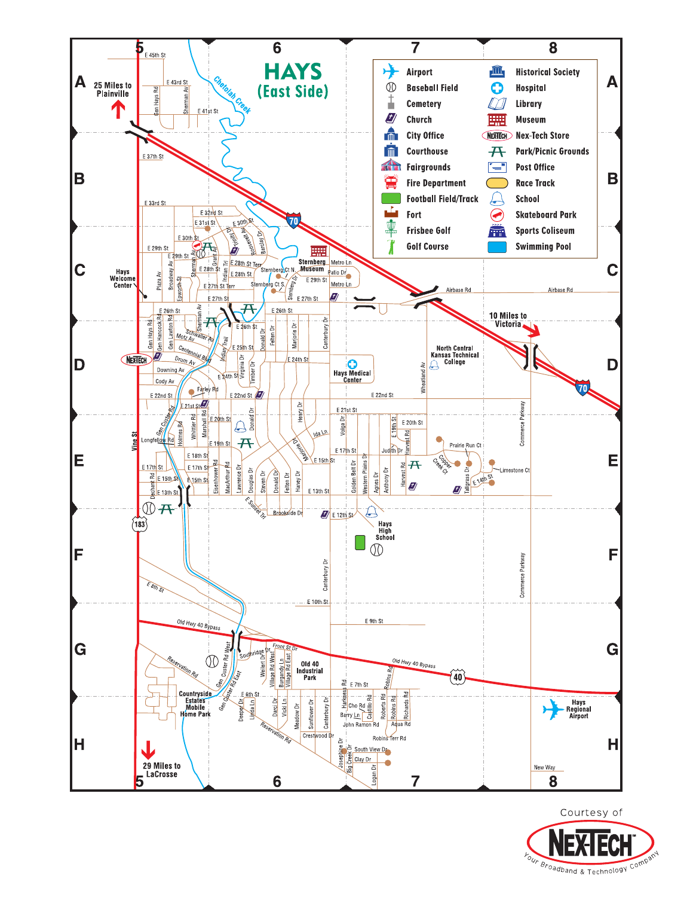# HAYS (East Side)

## Legend

| Symbol | Symbol |
|---|---|
| Airport | Historical Society |
| Baseball Field | Hospital |
| Cemetery | Library |
| Church | Museum |
| City Office | Nex-Tech Store |
| Courthouse | Park/Picnic Grounds |
| Fairgrounds | Post Office |
| Fire Department | Race Track |
| Football Field/Track | School |
| Fort | Skateboard Park |
| Frisbee Golf | Sports Coliseum |
| Golf Course | Swimming Pool |

25 Miles to Plainville

10 Miles to Victoria

29 Miles to LaCrosse

Hays Welcome Center

Sternberg Museum

Hays Medical Center

North Central Kansas Technical College

Hays High School

Old 40 Industrial Park

Countryside Estates Mobile Home Park

Hays Regional Airport

Courtesy of NEX-TECH — Your Broadband & Technology Company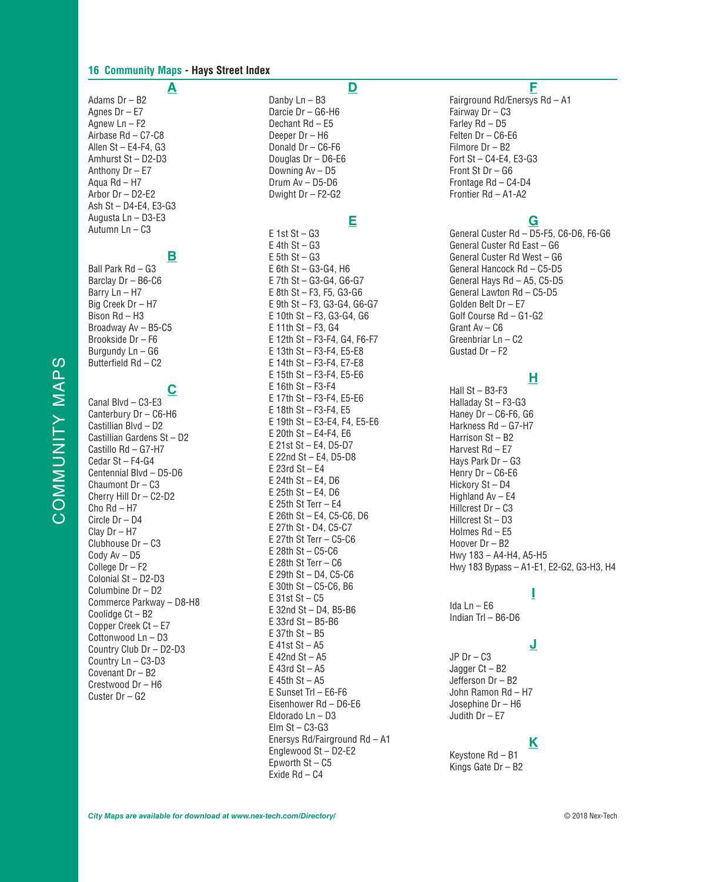## 16 Community Maps - Hays Street Index

### A

Adams Dr – B2
Agnes Dr – E7
Agnew Ln – F2
Airbase Rd – C7-C8
Allen St – E4-F4, G3
Amhurst St – D2-D3
Anthony Dr – E7
Aqua Rd – H7
Arbor Dr – D2-E2
Ash St – D4-E4, E3-G3
Augusta Ln – D3-E3
Autumn Ln – C3

### B

Ball Park Rd – G3
Barclay Dr – B6-C6
Barry Ln – H7
Big Creek Dr – H7
Bison Rd – H3
Broadway Av – B5-C5
Brookside Dr – F6
Burgundy Ln – G6
Butterfield Rd – C2

### C

Canal Blvd – C3-E3
Canterbury Dr – C6-H6
Castillian Blvd – D2
Castillian Gardens St – D2
Castillo Rd – G7-H7
Cedar St – F4-G4
Centennial Blvd – D5-D6
Chaumont Dr – C3
Cherry Hill Dr – C2-D2
Cho Rd – H7
Circle Dr – D4
Clay Dr – H7
Clubhouse Dr – C3
Cody Av – D5
College Dr – F2
Colonial St – D2-D3
Columbine Dr – D2
Commerce Parkway – D8-H8
Coolidge Ct – B2
Copper Creek Ct – E7
Cottonwood Ln – D3
Country Club Dr – D2-D3
Country Ln – C3-D3
Covenant Dr – B2
Crestwood Dr – H6
Custer Dr – G2

### D

Danby Ln – B3
Darcie Dr – G6-H6
Dechant Rd – E5
Deeper Dr – H6
Donald Dr – C6-F6
Douglas Dr – D6-E6
Downing Av – D5
Drum Av – D5-D6
Dwight Dr – F2-G2

### E

E 1st St – G3
E 4th St – G3
E 5th St – G3
E 6th St – G3-G4, H6
E 7th St – G3-G4, G6-G7
E 8th St – F3, F5, G3-G6
E 9th St – F3, G3-G4, G6-G7
E 10th St – F3, G3-G4, G6
E 11th St – F3, G4
E 12th St – F3-F4, G4, F6-F7
E 13th St – F3-F4, E5-E8
E 14th St – F3-F4, E7-E8
E 15th St – F3-F4, E5-E6
E 16th St – F3-F4
E 17th St – F3-F4, E5-E6
E 18th St – F3-F4, E5
E 19th St – E3-E4, F4, E5-E6
E 20th St – E4-F4, E6
E 21st St – E4, D5-D7
E 22nd St – E4, D5-D8
E 23rd St – E4
E 24th St – E4, D6
E 25th St – E4, D6
E 25th St Terr – E4
E 26th St – E4, C5-C6, D6
E 27th St - D4, C5-C7
E 27th St Terr – C5-C6
E 28th St – C5-C6
E 28th St Terr – C6
E 29th St – D4, C5-C6
E 30th St – C5-C6, B6
E 31st St – C5
E 32nd St – D4, B5-B6
E 33rd St – B5-B6
E 37th St – B5
E 41st St – A5
E 42nd St – A5
E 43rd St – A5
E 45th St – A5
E Sunset Trl – E6-F6
Eisenhower Rd – D6-E6
Eldorado Ln – D3
Elm St – C3-G3
Enersys Rd/Fairground Rd – A1
Englewood St – D2-E2
Epworth St – C5
Exide Rd – C4

### F

Fairground Rd/Enersys Rd – A1
Fairway Dr – C3
Farley Rd – D5
Felten Dr – C6-E6
Filmore Dr – B2
Fort St – C4-E4, E3-G3
Front St Dr – G6
Frontage Rd – C4-D4
Frontier Rd – A1-A2

### G

General Custer Rd – D5-F5, C6-D6, F6-G6
General Custer Rd East – G6
General Custer Rd West – G6
General Hancock Rd – C5-D5
General Hays Rd – A5, C5-D5
General Lawton Rd – C5-D5
Golden Belt Dr – E7
Golf Course Rd – G1-G2
Grant Av – C6
Greenbriar Ln – C2
Gustad Dr – F2

### H

Hall St – B3-F3
Halladay St – F3-G3
Haney Dr – C6-F6, G6
Harkness Rd – G7-H7
Harrison St – B2
Harvest Rd – E7
Hays Park Dr – G3
Henry Dr – C6-E6
Hickory St – D4
Highland Av – E4
Hillcrest Dr – C3
Hillcrest St – D3
Holmes Rd – E5
Hoover Dr – B2
Hwy 183 – A4-H4, A5-H5
Hwy 183 Bypass – A1-E1, E2-G2, G3-H3, H4

### I

Ida Ln – E6
Indian Trl – B6-D6

### J

JP Dr – C3
Jagger Ct – B2
Jefferson Dr – B2
John Ramon Rd – H7
Josephine Dr – H6
Judith Dr – E7

### K

Keystone Rd – B1
Kings Gate Dr – B2

*City Maps are available for download at www.nex-tech.com/Directory/*

© 2018 Nex-Tech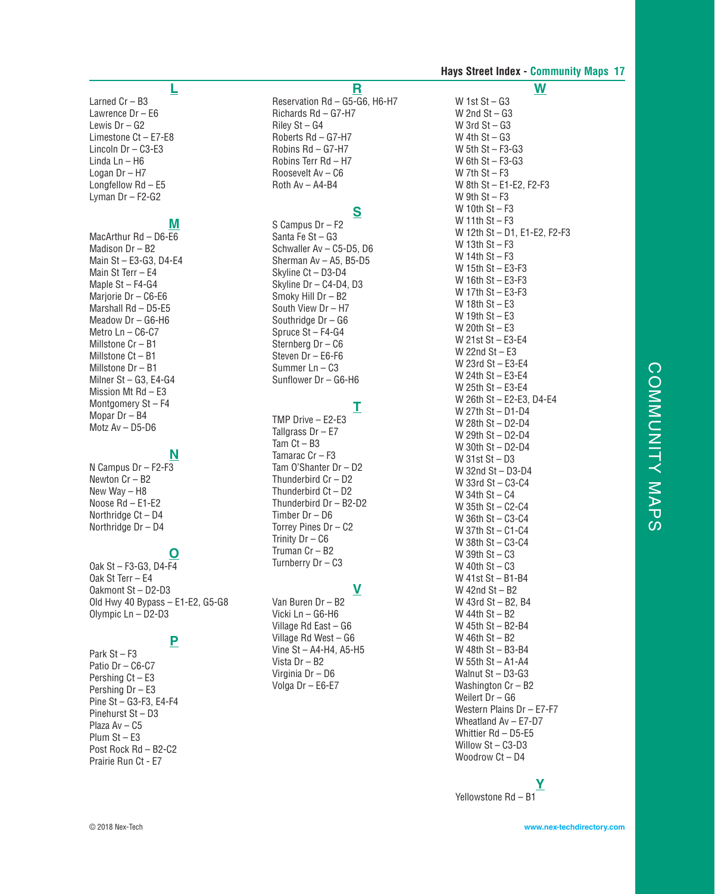## L

Larned Cr – B3
Lawrence Dr – E6
Lewis Dr – G2
Limestone Ct – E7-E8
Lincoln Dr – C3-E3
Linda Ln – H6
Logan Dr – H7
Longfellow Rd – E5
Lyman Dr – F2-G2

## M

MacArthur Rd – D6-E6
Madison Dr – B2
Main St – E3-G3, D4-E4
Main St Terr – E4
Maple St – F4-G4
Marjorie Dr – C6-E6
Marshall Rd – D5-E5
Meadow Dr – G6-H6
Metro Ln – C6-C7
Millstone Cr – B1
Millstone Ct – B1
Millstone Dr – B1
Milner St – G3, E4-G4
Mission Mt Rd – E3
Montgomery St – F4
Mopar Dr – B4
Motz Av – D5-D6

## N

N Campus Dr – F2-F3
Newton Cr – B2
New Way – H8
Noose Rd – E1-E2
Northridge Ct – D4
Northridge Dr – D4

## O

Oak St – F3-G3, D4-F4
Oak St Terr – E4
Oakmont St – D2-D3
Old Hwy 40 Bypass – E1-E2, G5-G8
Olympic Ln – D2-D3

## P

Park St – F3
Patio Dr – C6-C7
Pershing Ct – E3
Pershing Dr – E3
Pine St – G3-F3, E4-F4
Pinehurst St – D3
Plaza Av – C5
Plum St – E3
Post Rock Rd – B2-C2
Prairie Run Ct - E7

## R

Reservation Rd – G5-G6, H6-H7
Richards Rd – G7-H7
Riley St – G4
Roberts Rd – G7-H7
Robins Rd – G7-H7
Robins Terr Rd – H7
Roosevelt Av – C6
Roth Av – A4-B4

## S

S Campus Dr – F2
Santa Fe St – G3
Schwaller Av – C5-D5, D6
Sherman Av – A5, B5-D5
Skyline Ct – D3-D4
Skyline Dr – C4-D4, D3
Smoky Hill Dr – B2
South View Dr – H7
Southridge Dr – G6
Spruce St – F4-G4
Sternberg Dr – C6
Steven Dr – E6-F6
Summer Ln – C3
Sunflower Dr – G6-H6

## T

TMP Drive – E2-E3
Tallgrass Dr – E7
Tam Ct – B3
Tamarac Cr – F3
Tam O'Shanter Dr – D2
Thunderbird Cr – D2
Thunderbird Ct – D2
Thunderbird Dr – B2-D2
Timber Dr – D6
Torrey Pines Dr – C2
Trinity Dr – C6
Truman Cr – B2
Turnberry Dr – C3

## V

Van Buren Dr – B2
Vicki Ln – G6-H6
Village Rd East – G6
Village Rd West – G6
Vine St – A4-H4, A5-H5
Vista Dr – B2
Virginia Dr – D6
Volga Dr – E6-E7

## W

W 1st St – G3
W 2nd St – G3
W 3rd St – G3
W 4th St – G3
W 5th St – F3-G3
W 6th St – F3-G3
W 7th St – F3
W 8th St – E1-E2, F2-F3
W 9th St – F3
W 10th St – F3
W 11th St – F3
W 12th St – D1, E1-E2, F2-F3
W 13th St – F3
W 14th St – F3
W 15th St – E3-F3
W 16th St – E3-F3
W 17th St – E3-F3
W 18th St – E3
W 19th St – E3
W 20th St – E3
W 21st St – E3-E4
W 22nd St – E3
W 23rd St – E3-E4
W 24th St – E3-E4
W 25th St – E3-E4
W 26th St – E2-E3, D4-E4
W 27th St – D1-D4
W 28th St – D2-D4
W 29th St – D2-D4
W 30th St – D2-D4
W 31st St – D3
W 32nd St – D3-D4
W 33rd St – C3-C4
W 34th St – C4
W 35th St – C2-C4
W 36th St – C3-C4
W 37th St – C1-C4
W 38th St – C3-C4
W 39th St – C3
W 40th St – C3
W 41st St – B1-B4
W 42nd St – B2
W 43rd St – B2, B4
W 44th St – B2
W 45th St – B2-B4
W 46th St – B2
W 48th St – B3-B4
W 55th St – A1-A4
Walnut St – D3-G3
Washington Cr – B2
Weilert Dr – G6
Western Plains Dr – E7-F7
Wheatland Av – E7-D7
Whittier Rd – D5-E5
Willow St – C3-D3
Woodrow Ct – D4

## Y

Yellowstone Rd – B1